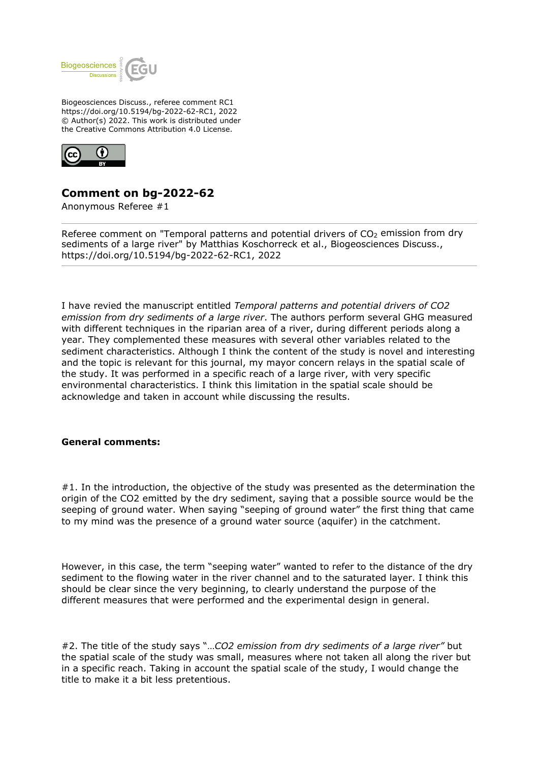Biogeosciences Discuss., referee comment RC1
https://doi.org/10.5194/bg-2022-62-RC1, 2022
© Author(s) 2022. This work is distributed under
the Creative Commons Attribution 4.0 License.

## Comment on bg-2022-62

Anonymous Referee #1

Referee comment on "Temporal patterns and potential drivers of $CO_2$ emission from dry sediments of a large river" by Matthias Koschorreck et al., Biogeosciences Discuss., https://doi.org/10.5194/bg-2022-62-RC1, 2022

I have revied the manuscript entitled *Temporal patterns and potential drivers of CO2 emission from dry sediments of a large river*. The authors perform several GHG measured with different techniques in the riparian area of a river, during different periods along a year. They complemented these measures with several other variables related to the sediment characteristics. Although I think the content of the study is novel and interesting and the topic is relevant for this journal, my mayor concern relays in the spatial scale of the study. It was performed in a specific reach of a large river, with very specific environmental characteristics. I think this limitation in the spatial scale should be acknowledge and taken in account while discussing the results.

**General comments:**

#1. In the introduction, the objective of the study was presented as the determination the origin of the CO2 emitted by the dry sediment, saying that a possible source would be the seeping of ground water. When saying "seeping of ground water" the first thing that came to my mind was the presence of a ground water source (aquifer) in the catchment.

However, in this case, the term "seeping water" wanted to refer to the distance of the dry sediment to the flowing water in the river channel and to the saturated layer. I think this should be clear since the very beginning, to clearly understand the purpose of the different measures that were performed and the experimental design in general.

#2. The title of the study says "*…CO2 emission from dry sediments of a large river"* but the spatial scale of the study was small, measures where not taken all along the river but in a specific reach. Taking in account the spatial scale of the study, I would change the title to make it a bit less pretentious.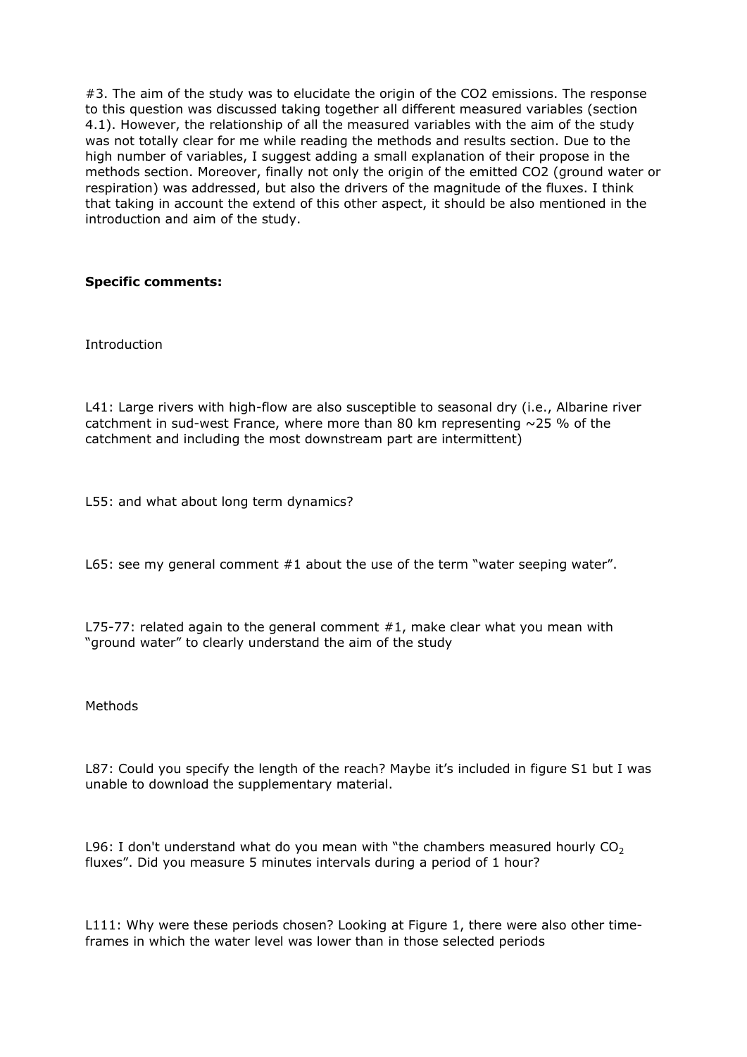#3. The aim of the study was to elucidate the origin of the CO2 emissions. The response to this question was discussed taking together all different measured variables (section 4.1). However, the relationship of all the measured variables with the aim of the study was not totally clear for me while reading the methods and results section. Due to the high number of variables, I suggest adding a small explanation of their propose in the methods section. Moreover, finally not only the origin of the emitted CO2 (ground water or respiration) was addressed, but also the drivers of the magnitude of the fluxes. I think that taking in account the extend of this other aspect, it should be also mentioned in the introduction and aim of the study.

**Specific comments:**

Introduction

L41: Large rivers with high-flow are also susceptible to seasonal dry (i.e., Albarine river catchment in sud-west France, where more than 80 km representing ~25 % of the catchment and including the most downstream part are intermittent)

L55: and what about long term dynamics?

L65: see my general comment #1 about the use of the term "water seeping water".

L75-77: related again to the general comment #1, make clear what you mean with "ground water" to clearly understand the aim of the study

Methods

L87: Could you specify the length of the reach? Maybe it's included in figure S1 but I was unable to download the supplementary material.

L96: I don't understand what do you mean with "the chambers measured hourly $CO_2$ fluxes". Did you measure 5 minutes intervals during a period of 1 hour?

L111: Why were these periods chosen? Looking at Figure 1, there were also other time-frames in which the water level was lower than in those selected periods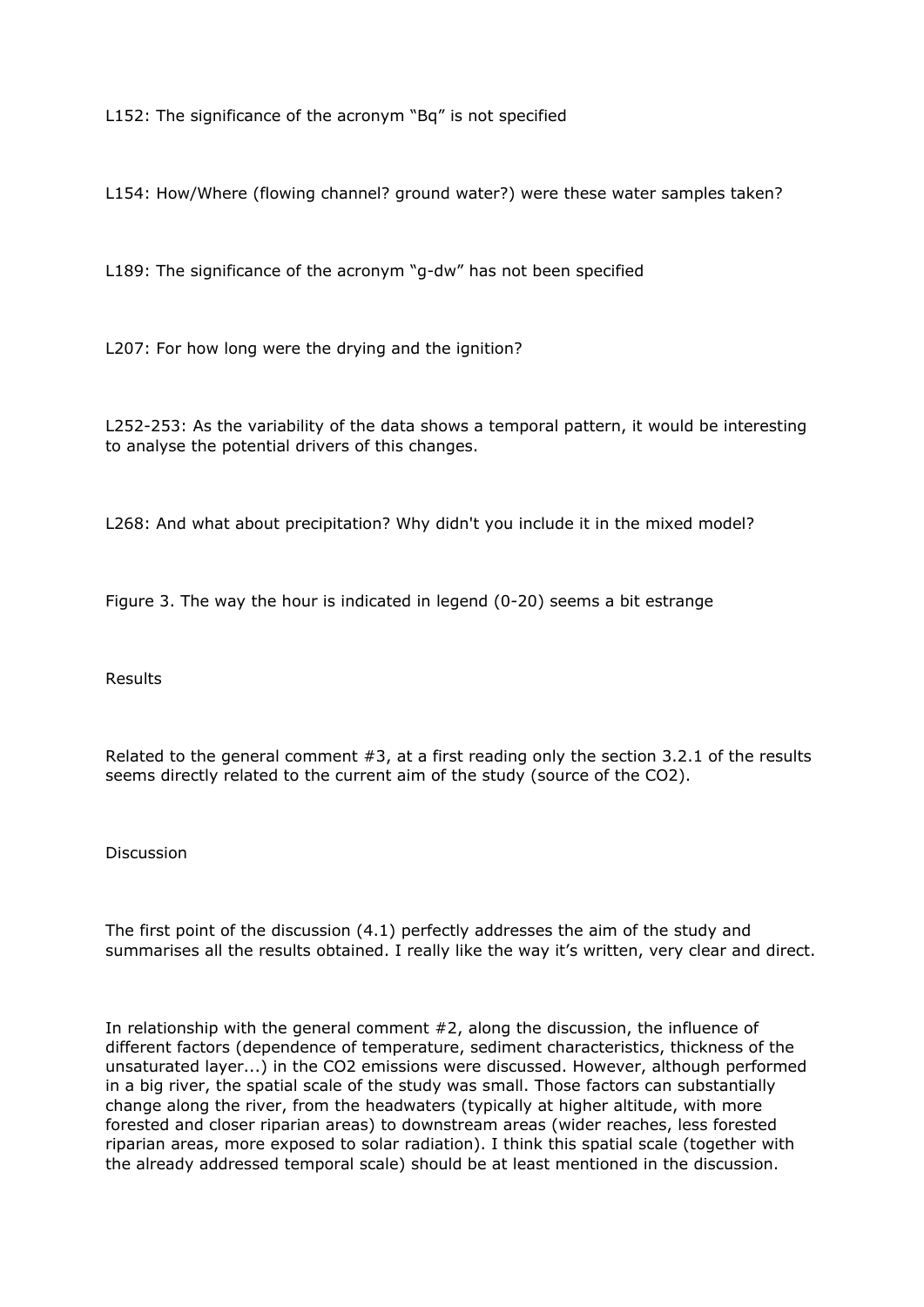L152: The significance of the acronym "Bq" is not specified

L154: How/Where (flowing channel? ground water?) were these water samples taken?

L189: The significance of the acronym "g-dw" has not been specified

L207: For how long were the drying and the ignition?

L252-253: As the variability of the data shows a temporal pattern, it would be interesting to analyse the potential drivers of this changes.

L268: And what about precipitation? Why didn't you include it in the mixed model?

Figure 3. The way the hour is indicated in legend (0-20) seems a bit estrange

Results

Related to the general comment #3, at a first reading only the section 3.2.1 of the results seems directly related to the current aim of the study (source of the $CO_2$).

Discussion

The first point of the discussion (4.1) perfectly addresses the aim of the study and summarises all the results obtained. I really like the way it's written, very clear and direct.

In relationship with the general comment #2, along the discussion, the influence of different factors (dependence of temperature, sediment characteristics, thickness of the unsaturated layer...) in the $CO_2$ emissions were discussed. However, although performed in a big river, the spatial scale of the study was small. Those factors can substantially change along the river, from the headwaters (typically at higher altitude, with more forested and closer riparian areas) to downstream areas (wider reaches, less forested riparian areas, more exposed to solar radiation). I think this spatial scale (together with the already addressed temporal scale) should be at least mentioned in the discussion.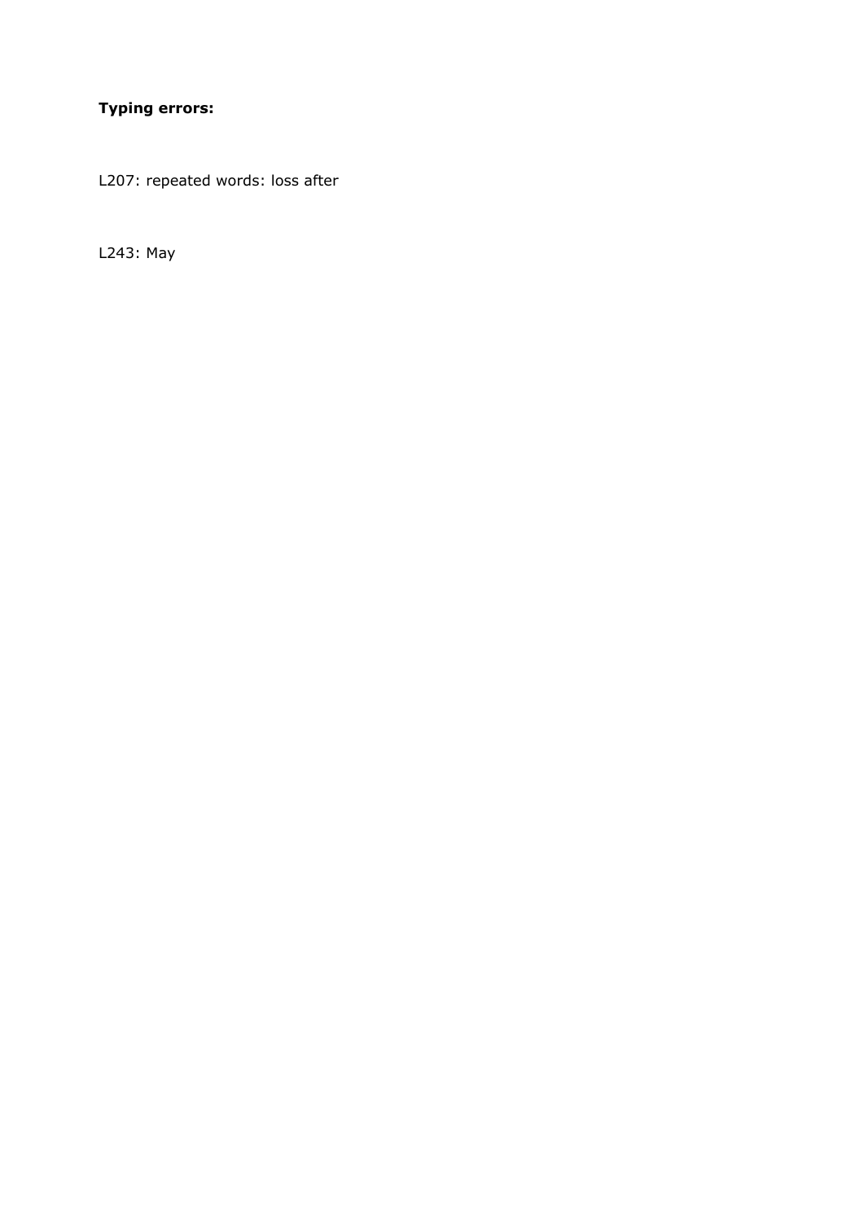**Typing errors:**

L207: repeated words: loss after

L243: May